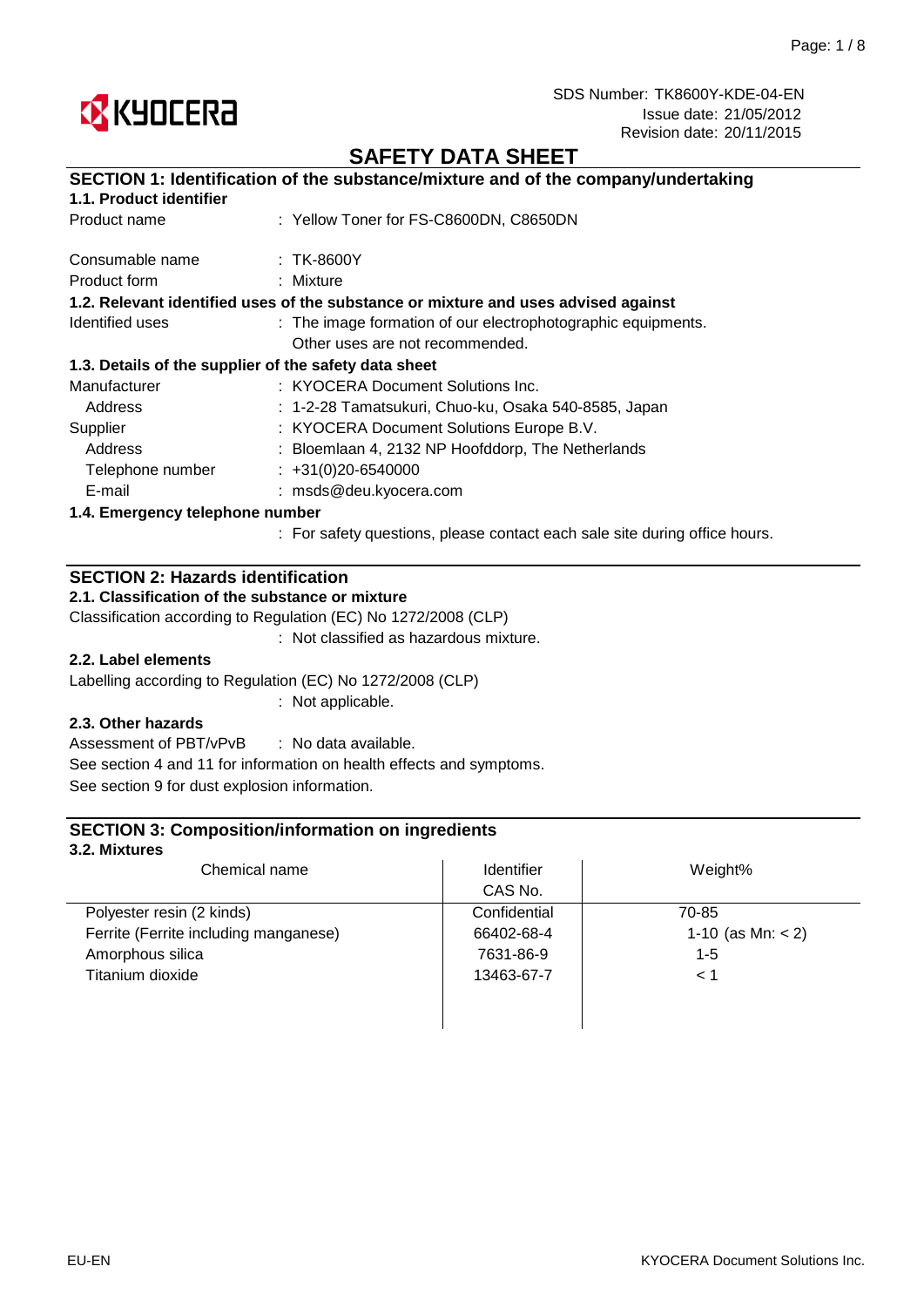KYOCERA

SDS Number: TK8600Y-KDE-04-EN
Issue date: 21/05/2012
Revision date: 20/11/2015

# SAFETY DATA SHEET

## SECTION 1: Identification of the substance/mixture and of the company/undertaking

### 1.1. Product identifier

Product name : Yellow Toner for FS-C8600DN, C8650DN

Consumable name : TK-8600Y

Product form : Mixture

### 1.2. Relevant identified uses of the substance or mixture and uses advised against

Identified uses : The image formation of our electrophotographic equipments.
Other uses are not recommended.

### 1.3. Details of the supplier of the safety data sheet

Manufacturer : KYOCERA Document Solutions Inc.

Address : 1-2-28 Tamatsukuri, Chuo-ku, Osaka 540-8585, Japan

Supplier : KYOCERA Document Solutions Europe B.V.

Address : Bloemlaan 4, 2132 NP Hoofddorp, The Netherlands

Telephone number : +31(0)20-6540000

E-mail : msds@deu.kyocera.com

### 1.4. Emergency telephone number

: For safety questions, please contact each sale site during office hours.

## SECTION 2: Hazards identification

### 2.1. Classification of the substance or mixture

Classification according to Regulation (EC) No 1272/2008 (CLP)

: Not classified as hazardous mixture.

### 2.2. Label elements

Labelling according to Regulation (EC) No 1272/2008 (CLP)

: Not applicable.

### 2.3. Other hazards

Assessment of PBT/vPvB : No data available.

See section 4 and 11 for information on health effects and symptoms.

See section 9 for dust explosion information.

## SECTION 3: Composition/information on ingredients

### 3.2. Mixtures

| Chemical name | Identifier CAS No. | Weight% |
|---|---|---|
| Polyester resin (2 kinds) | Confidential | 70-85 |
| Ferrite (Ferrite including manganese) | 66402-68-4 | 1-10 (as Mn: < 2) |
| Amorphous silica | 7631-86-9 | 1-5 |
| Titanium dioxide | 13463-67-7 | < 1 |

EU-EN

KYOCERA Document Solutions Inc.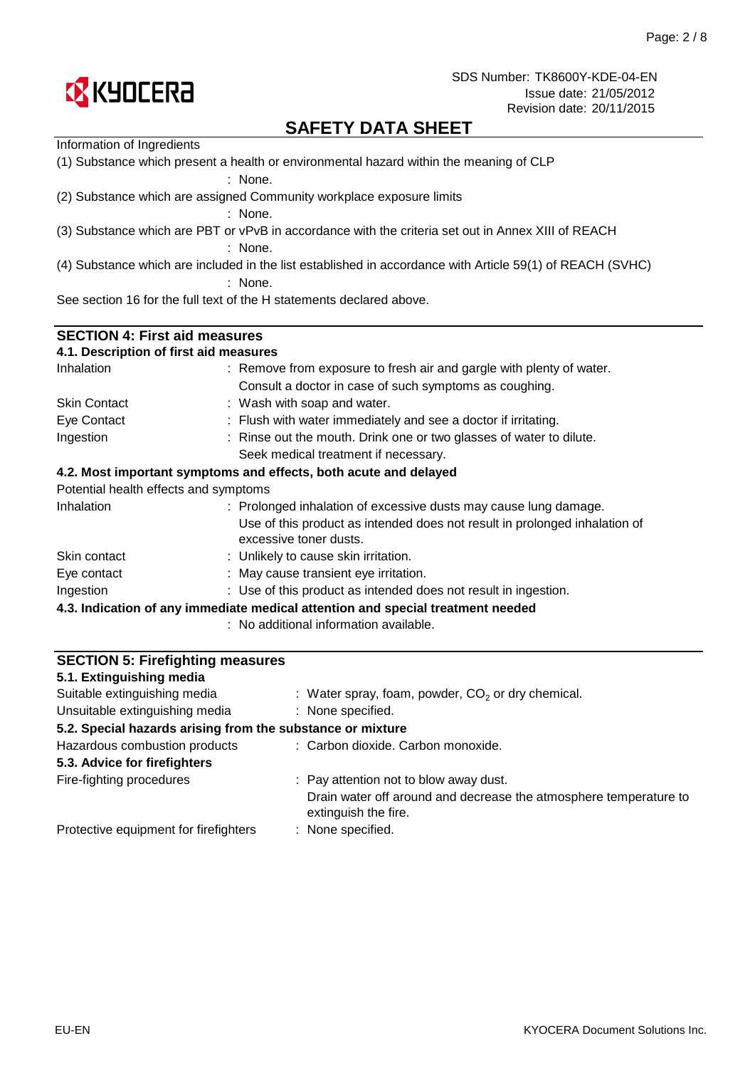Information of Ingredients

(1) Substance which present a health or environmental hazard within the meaning of CLP

: None.

(2) Substance which are assigned Community workplace exposure limits

: None.

(3) Substance which are PBT or vPvB in accordance with the criteria set out in Annex XIII of REACH

: None.

(4) Substance which are included in the list established in accordance with Article 59(1) of REACH (SVHC)

: None.

See section 16 for the full text of the H statements declared above.

## SECTION 4: First aid measures

### 4.1. Description of first aid measures

| | |
|---|---|
| Inhalation | : Remove from exposure to fresh air and gargle with plenty of water. Consult a doctor in case of such symptoms as coughing. |
| Skin Contact | : Wash with soap and water. |
| Eye Contact | : Flush with water immediately and see a doctor if irritating. |
| Ingestion | : Rinse out the mouth. Drink one or two glasses of water to dilute. Seek medical treatment if necessary. |

### 4.2. Most important symptoms and effects, both acute and delayed

Potential health effects and symptoms

| | |
|---|---|
| Inhalation | : Prolonged inhalation of excessive dusts may cause lung damage. Use of this product as intended does not result in prolonged inhalation of excessive toner dusts. |
| Skin contact | : Unlikely to cause skin irritation. |
| Eye contact | : May cause transient eye irritation. |
| Ingestion | : Use of this product as intended does not result in ingestion. |

### 4.3. Indication of any immediate medical attention and special treatment needed

: No additional information available.

## SECTION 5: Firefighting measures

### 5.1. Extinguishing media

| | |
|---|---|
| Suitable extinguishing media | : Water spray, foam, powder, $CO_2$ or dry chemical. |
| Unsuitable extinguishing media | : None specified. |

### 5.2. Special hazards arising from the substance or mixture

| | |
|---|---|
| Hazardous combustion products | : Carbon dioxide. Carbon monoxide. |

### 5.3. Advice for firefighters

| | |
|---|---|
| Fire-fighting procedures | : Pay attention not to blow away dust. Drain water off around and decrease the atmosphere temperature to extinguish the fire. |
| Protective equipment for firefighters | : None specified. |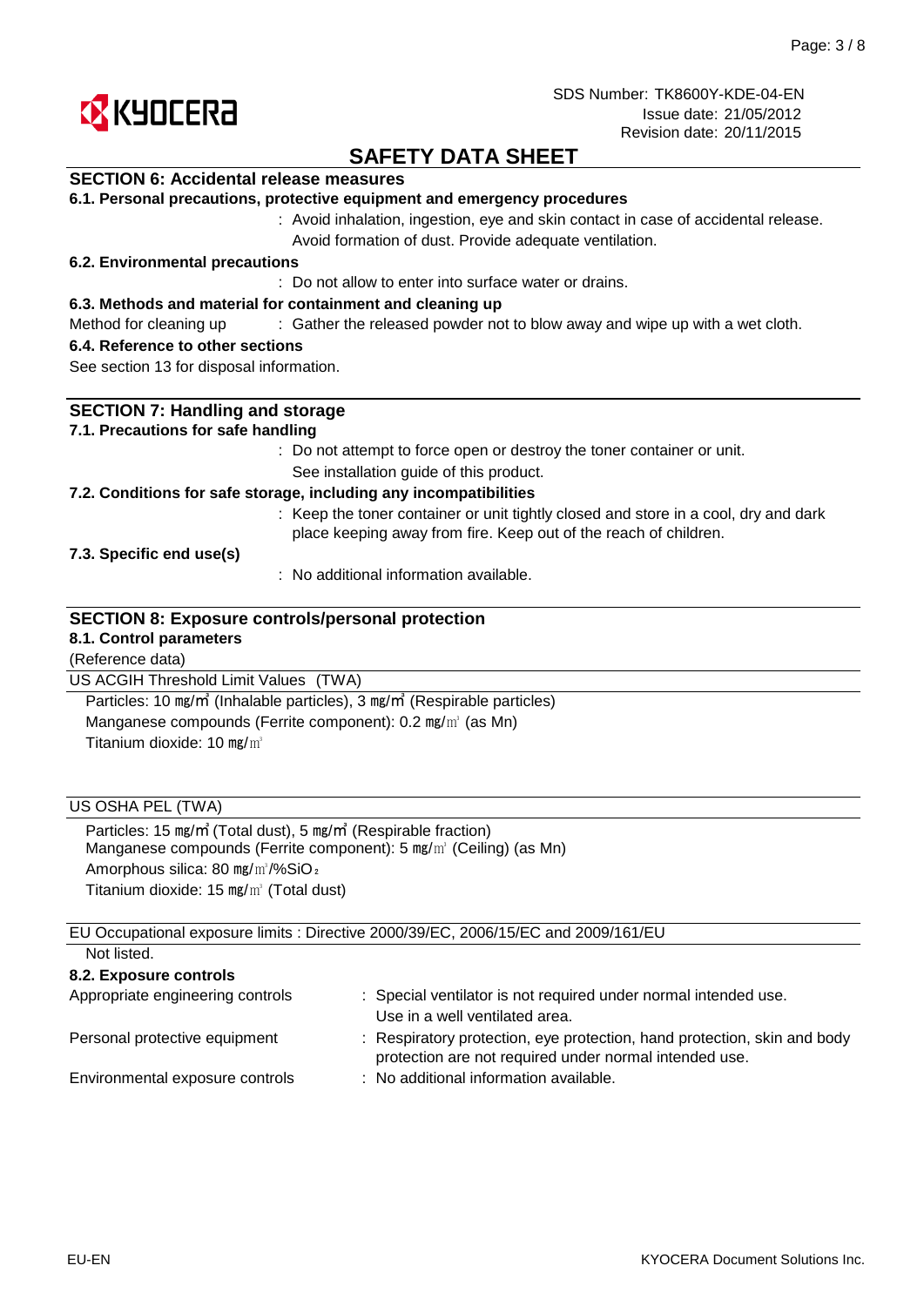## SAFETY DATA SHEET

SDS Number: TK8600Y-KDE-04-EN
Issue date: 21/05/2012
Revision date: 20/11/2015

## SECTION 6: Accidental release measures

### 6.1. Personal precautions, protective equipment and emergency procedures

: Avoid inhalation, ingestion, eye and skin contact in case of accidental release. Avoid formation of dust. Provide adequate ventilation.

### 6.2. Environmental precautions

: Do not allow to enter into surface water or drains.

### 6.3. Methods and material for containment and cleaning up

Method for cleaning up : Gather the released powder not to blow away and wipe up with a wet cloth.

### 6.4. Reference to other sections

See section 13 for disposal information.

## SECTION 7: Handling and storage

### 7.1. Precautions for safe handling

: Do not attempt to force open or destroy the toner container or unit. See installation guide of this product.

### 7.2. Conditions for safe storage, including any incompatibilities

: Keep the toner container or unit tightly closed and store in a cool, dry and dark place keeping away from fire. Keep out of the reach of children.

### 7.3. Specific end use(s)

: No additional information available.

## SECTION 8: Exposure controls/personal protection

### 8.1. Control parameters

(Reference data)

**US ACGIH Threshold Limit Values (TWA)**

Particles: 10 ㎎/㎥ (Inhalable particles), 3 ㎎/㎥ (Respirable particles)
Manganese compounds (Ferrite component): 0.2 ㎎/㎥ (as Mn)
Titanium dioxide: 10 ㎎/㎥

**US OSHA PEL (TWA)**

Particles: 15 ㎎/㎥ (Total dust), 5 ㎎/㎥ (Respirable fraction)
Manganese compounds (Ferrite component): 5 ㎎/㎥ (Ceiling) (as Mn)
Amorphous silica: 80 ㎎/㎥/%$SiO_2$
Titanium dioxide: 15 ㎎/㎥ (Total dust)

**EU Occupational exposure limits : Directive 2000/39/EC, 2006/15/EC and 2009/161/EU**

Not listed.

### 8.2. Exposure controls

Appropriate engineering controls : Special ventilator is not required under normal intended use. Use in a well ventilated area.

Personal protective equipment : Respiratory protection, eye protection, hand protection, skin and body protection are not required under normal intended use.

Environmental exposure controls : No additional information available.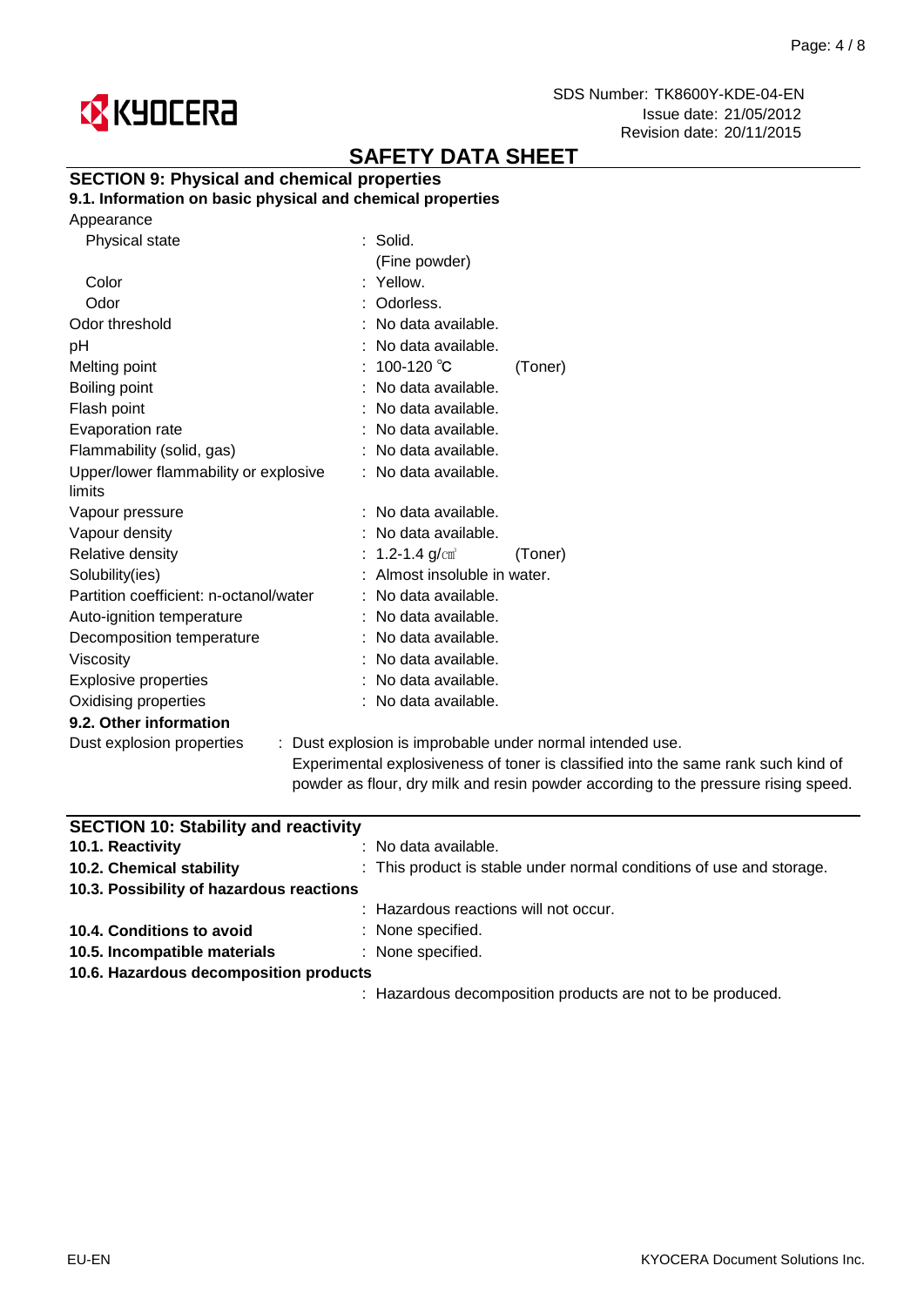SDS Number: TK8600Y-KDE-04-EN
Issue date: 21/05/2012
Revision date: 20/11/2015

# SAFETY DATA SHEET

## SECTION 9: Physical and chemical properties

### 9.1. Information on basic physical and chemical properties

Appearance

| Property | Value | |
|---|---|---|
| Physical state | : Solid. (Fine powder) | |
| Color | : Yellow. | |
| Odor | : Odorless. | |
| Odor threshold | : No data available. | |
| pH | : No data available. | |
| Melting point | : 100-120 ℃ | (Toner) |
| Boiling point | : No data available. | |
| Flash point | : No data available. | |
| Evaporation rate | : No data available. | |
| Flammability (solid, gas) | : No data available. | |
| Upper/lower flammability or explosive limits | : No data available. | |
| Vapour pressure | : No data available. | |
| Vapour density | : No data available. | |
| Relative density | : 1.2-1.4 g/㎤ | (Toner) |
| Solubility(ies) | : Almost insoluble in water. | |
| Partition coefficient: n-octanol/water | : No data available. | |
| Auto-ignition temperature | : No data available. | |
| Decomposition temperature | : No data available. | |
| Viscosity | : No data available. | |
| Explosive properties | : No data available. | |
| Oxidising properties | : No data available. | |

### 9.2. Other information

Dust explosion properties : Dust explosion is improbable under normal intended use.
Experimental explosiveness of toner is classified into the same rank such kind of powder as flour, dry milk and resin powder according to the pressure rising speed.

## SECTION 10: Stability and reactivity

**10.1. Reactivity** : No data available.

**10.2. Chemical stability** : This product is stable under normal conditions of use and storage.

**10.3. Possibility of hazardous reactions**
: Hazardous reactions will not occur.

**10.4. Conditions to avoid** : None specified.

**10.5. Incompatible materials** : None specified.

**10.6. Hazardous decomposition products**
: Hazardous decomposition products are not to be produced.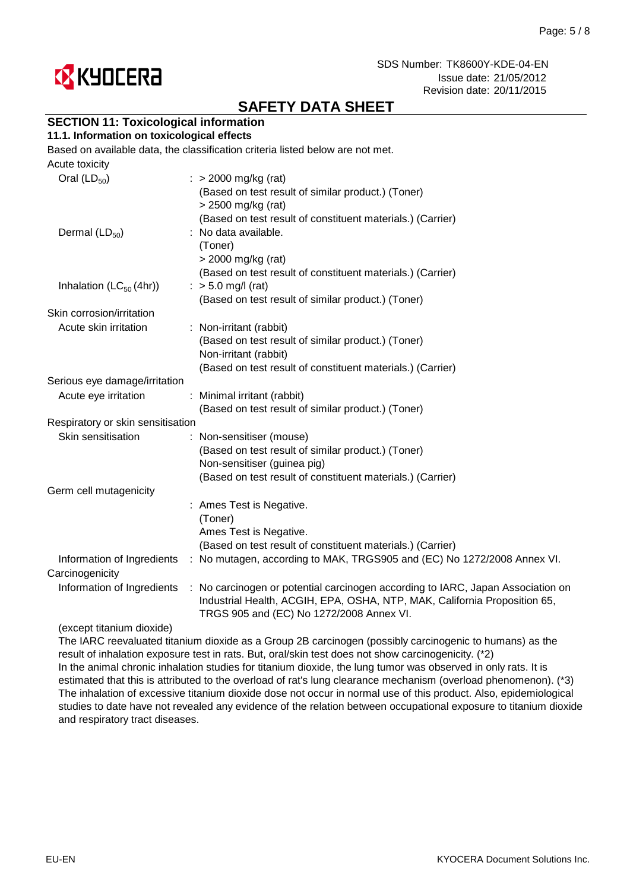SDS Number: TK8600Y-KDE-04-EN
Issue date: 21/05/2012
Revision date: 20/11/2015

# SAFETY DATA SHEET

## SECTION 11: Toxicological information

### 11.1. Information on toxicological effects

Based on available data, the classification criteria listed below are not met.

Acute toxicity

| | |
|---|---|
| Oral ($LD_{50}$) | : > 2000 mg/kg (rat)<br>(Based on test result of similar product.) (Toner)<br>> 2500 mg/kg (rat)<br>(Based on test result of constituent materials.) (Carrier) |
| Dermal ($LD_{50}$) | : No data available.<br>(Toner)<br>> 2000 mg/kg (rat)<br>(Based on test result of constituent materials.) (Carrier) |
| Inhalation ($LC_{50}$ (4hr)) | : > 5.0 mg/l (rat)<br>(Based on test result of similar product.) (Toner) |

Skin corrosion/irritation

| | |
|---|---|
| Acute skin irritation | : Non-irritant (rabbit)<br>(Based on test result of similar product.) (Toner)<br>Non-irritant (rabbit)<br>(Based on test result of constituent materials.) (Carrier) |

Serious eye damage/irritation

| | |
|---|---|
| Acute eye irritation | : Minimal irritant (rabbit)<br>(Based on test result of similar product.) (Toner) |

Respiratory or skin sensitisation

| | |
|---|---|
| Skin sensitisation | : Non-sensitiser (mouse)<br>(Based on test result of similar product.) (Toner)<br>Non-sensitiser (guinea pig)<br>(Based on test result of constituent materials.) (Carrier) |

Germ cell mutagenicity

| | |
|---|---|
| | : Ames Test is Negative.<br>(Toner)<br>Ames Test is Negative.<br>(Based on test result of constituent materials.) (Carrier) |
| Information of Ingredients | : No mutagen, according to MAK, TRGS905 and (EC) No 1272/2008 Annex VI. |

Carcinogenicity

| | |
|---|---|
| Information of Ingredients | : No carcinogen or potential carcinogen according to IARC, Japan Association on Industrial Health, ACGIH, EPA, OSHA, NTP, MAK, California Proposition 65, TRGS 905 and (EC) No 1272/2008 Annex VI. |

(except titanium dioxide)

The IARC reevaluated titanium dioxide as a Group 2B carcinogen (possibly carcinogenic to humans) as the result of inhalation exposure test in rats. But, oral/skin test does not show carcinogenicity. (*2)
In the animal chronic inhalation studies for titanium dioxide, the lung tumor was observed in only rats. It is estimated that this is attributed to the overload of rat's lung clearance mechanism (overload phenomenon). (*3)
The inhalation of excessive titanium dioxide dose not occur in normal use of this product. Also, epidemiological studies to date have not revealed any evidence of the relation between occupational exposure to titanium dioxide and respiratory tract diseases.

EU-EN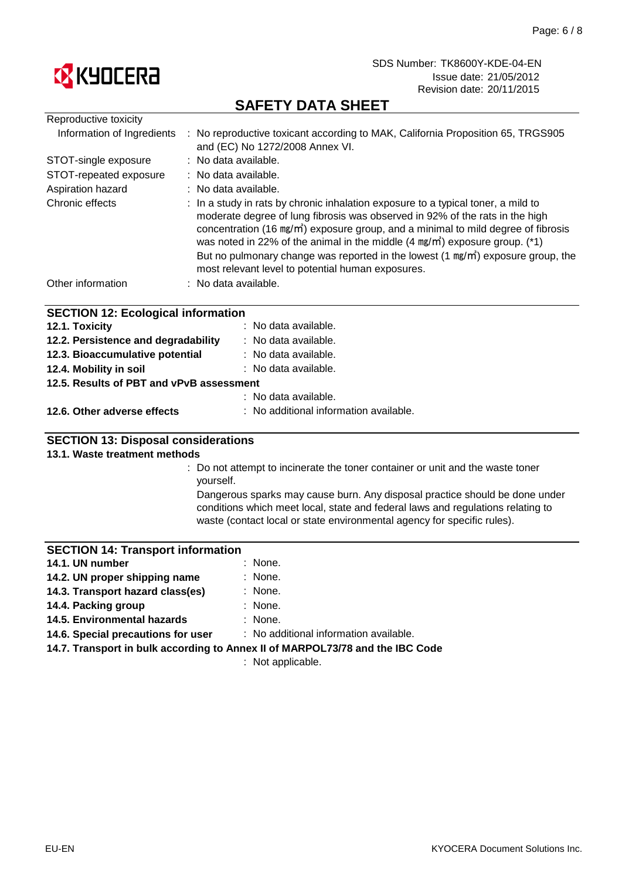## SAFETY DATA SHEET

| | |
|---|---|
| Reproductive toxicity | |
| Information of Ingredients | : No reproductive toxicant according to MAK, California Proposition 65, TRGS905 and (EC) No 1272/2008 Annex VI. |
| STOT-single exposure | : No data available. |
| STOT-repeated exposure | : No data available. |
| Aspiration hazard | : No data available. |
| Chronic effects | : In a study in rats by chronic inhalation exposure to a typical toner, a mild to moderate degree of lung fibrosis was observed in 92% of the rats in the high concentration (16 ㎎/㎥) exposure group, and a minimal to mild degree of fibrosis was noted in 22% of the animal in the middle (4 ㎎/㎥) exposure group. (*1) But no pulmonary change was reported in the lowest (1 ㎎/㎥) exposure group, the most relevant level to potential human exposures. |
| Other information | : No data available. |

## SECTION 12: Ecological information

| | |
|---|---|
| **12.1. Toxicity** | : No data available. |
| **12.2. Persistence and degradability** | : No data available. |
| **12.3. Bioaccumulative potential** | : No data available. |
| **12.4. Mobility in soil** | : No data available. |
| **12.5. Results of PBT and vPvB assessment** | : No data available. |
| **12.6. Other adverse effects** | : No additional information available. |

## SECTION 13: Disposal considerations

**13.1. Waste treatment methods**

: Do not attempt to incinerate the toner container or unit and the waste toner yourself.
Dangerous sparks may cause burn. Any disposal practice should be done under conditions which meet local, state and federal laws and regulations relating to waste (contact local or state environmental agency for specific rules).

## SECTION 14: Transport information

| | |
|---|---|
| **14.1. UN number** | : None. |
| **14.2. UN proper shipping name** | : None. |
| **14.3. Transport hazard class(es)** | : None. |
| **14.4. Packing group** | : None. |
| **14.5. Environmental hazards** | : None. |
| **14.6. Special precautions for user** | : No additional information available. |
| **14.7. Transport in bulk according to Annex II of MARPOL73/78 and the IBC Code** | : Not applicable. |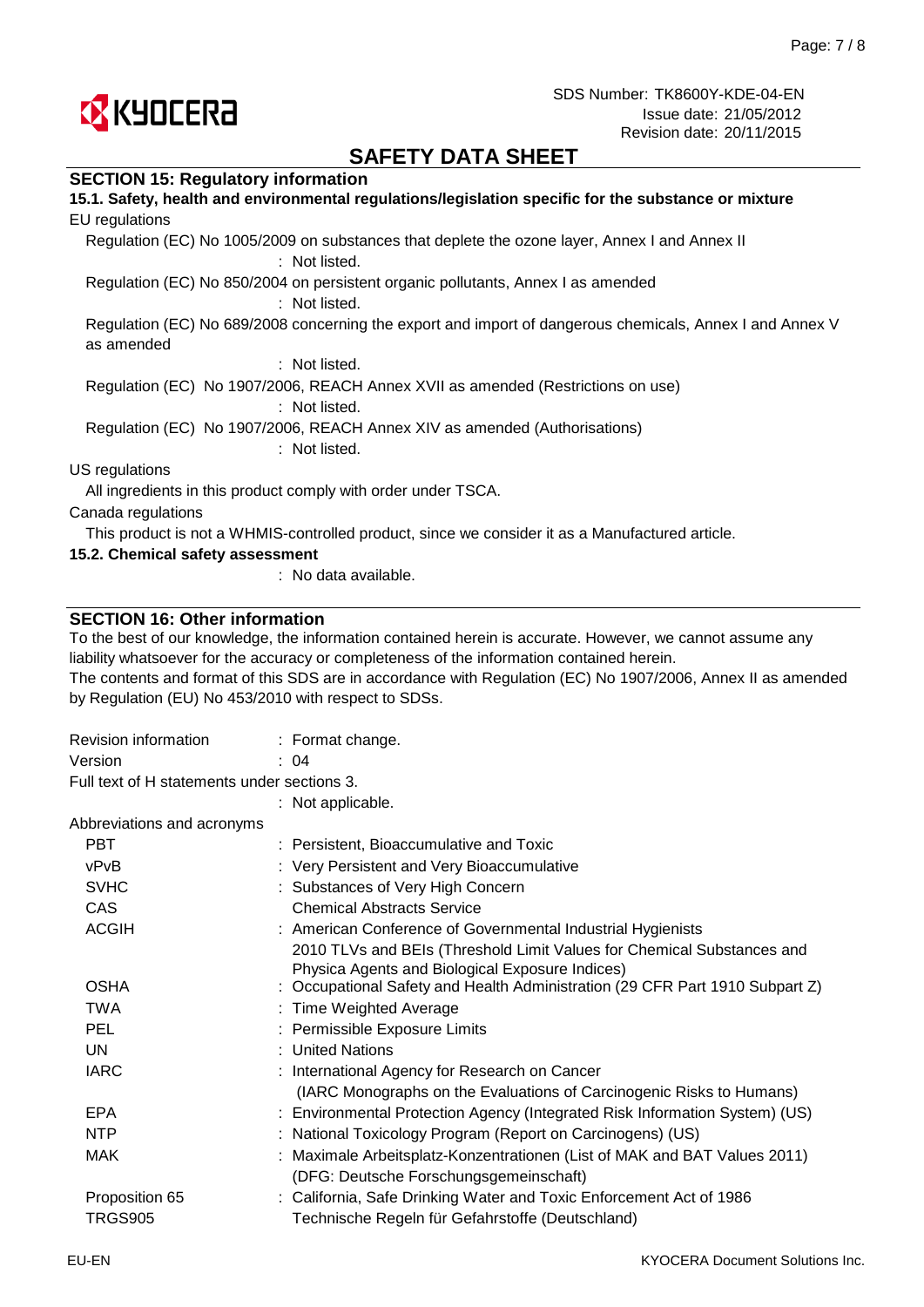## SECTION 15: Regulatory information

### 15.1. Safety, health and environmental regulations/legislation specific for the substance or mixture

EU regulations

Regulation (EC) No 1005/2009 on substances that deplete the ozone layer, Annex I and Annex II
: Not listed.

Regulation (EC) No 850/2004 on persistent organic pollutants, Annex I as amended
: Not listed.

Regulation (EC) No 689/2008 concerning the export and import of dangerous chemicals, Annex I and Annex V as amended
: Not listed.

Regulation (EC) No 1907/2006, REACH Annex XVII as amended (Restrictions on use)
: Not listed.

Regulation (EC) No 1907/2006, REACH Annex XIV as amended (Authorisations)
: Not listed.

US regulations

All ingredients in this product comply with order under TSCA.

Canada regulations

This product is not a WHMIS-controlled product, since we consider it as a Manufactured article.

### 15.2. Chemical safety assessment

: No data available.

## SECTION 16: Other information

To the best of our knowledge, the information contained herein is accurate. However, we cannot assume any liability whatsoever for the accuracy or completeness of the information contained herein.
The contents and format of this SDS are in accordance with Regulation (EC) No 1907/2006, Annex II as amended by Regulation (EU) No 453/2010 with respect to SDSs.

Revision information : Format change.
Version : 04

Full text of H statements under sections 3.
: Not applicable.

Abbreviations and acronyms

| Abbreviation | Meaning |
|---|---|
| PBT | Persistent, Bioaccumulative and Toxic |
| vPvB | Very Persistent and Very Bioaccumulative |
| SVHC | Substances of Very High Concern |
| CAS | Chemical Abstracts Service |
| ACGIH | American Conference of Governmental Industrial Hygienists 2010 TLVs and BEIs (Threshold Limit Values for Chemical Substances and Physica Agents and Biological Exposure Indices) |
| OSHA | Occupational Safety and Health Administration (29 CFR Part 1910 Subpart Z) |
| TWA | Time Weighted Average |
| PEL | Permissible Exposure Limits |
| UN | United Nations |
| IARC | International Agency for Research on Cancer (IARC Monographs on the Evaluations of Carcinogenic Risks to Humans) |
| EPA | Environmental Protection Agency (Integrated Risk Information System) (US) |
| NTP | National Toxicology Program (Report on Carcinogens) (US) |
| MAK | Maximale Arbeitsplatz-Konzentrationen (List of MAK and BAT Values 2011) (DFG: Deutsche Forschungsgemeinschaft) |
| Proposition 65 | California, Safe Drinking Water and Toxic Enforcement Act of 1986 |
| TRGS905 | Technische Regeln für Gefahrstoffe (Deutschland) |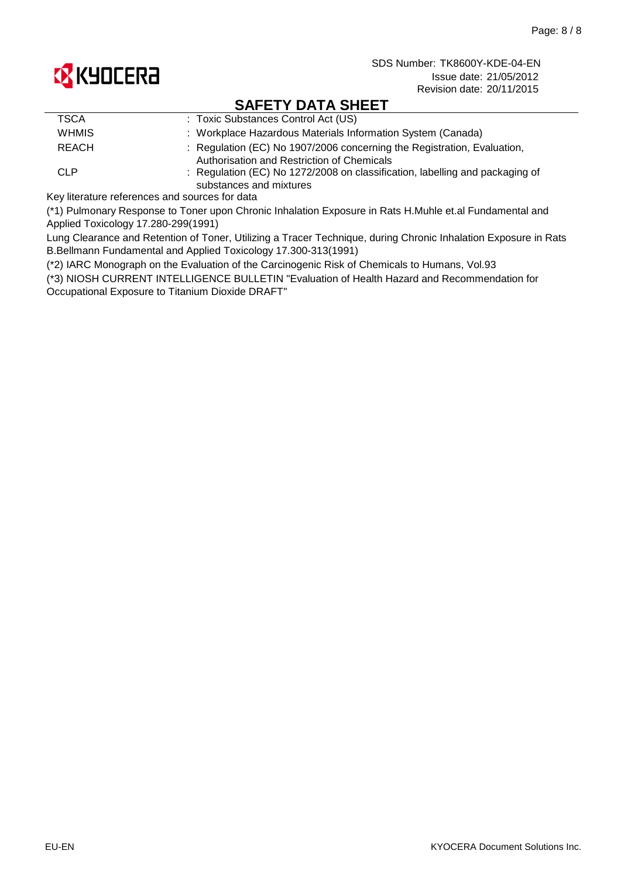| | | |
|---|---|---|
| TSCA | : | Toxic Substances Control Act (US) |
| WHMIS | : | Workplace Hazardous Materials Information System (Canada) |
| REACH | : | Regulation (EC) No 1907/2006 concerning the Registration, Evaluation, Authorisation and Restriction of Chemicals |
| CLP | : | Regulation (EC) No 1272/2008 on classification, labelling and packaging of substances and mixtures |

Key literature references and sources for data

(*1) Pulmonary Response to Toner upon Chronic Inhalation Exposure in Rats H.Muhle et.al Fundamental and Applied Toxicology 17.280-299(1991)

Lung Clearance and Retention of Toner, Utilizing a Tracer Technique, during Chronic Inhalation Exposure in Rats B.Bellmann Fundamental and Applied Toxicology 17.300-313(1991)

(*2) IARC Monograph on the Evaluation of the Carcinogenic Risk of Chemicals to Humans, Vol.93

(*3) NIOSH CURRENT INTELLIGENCE BULLETIN "Evaluation of Health Hazard and Recommendation for Occupational Exposure to Titanium Dioxide DRAFT"